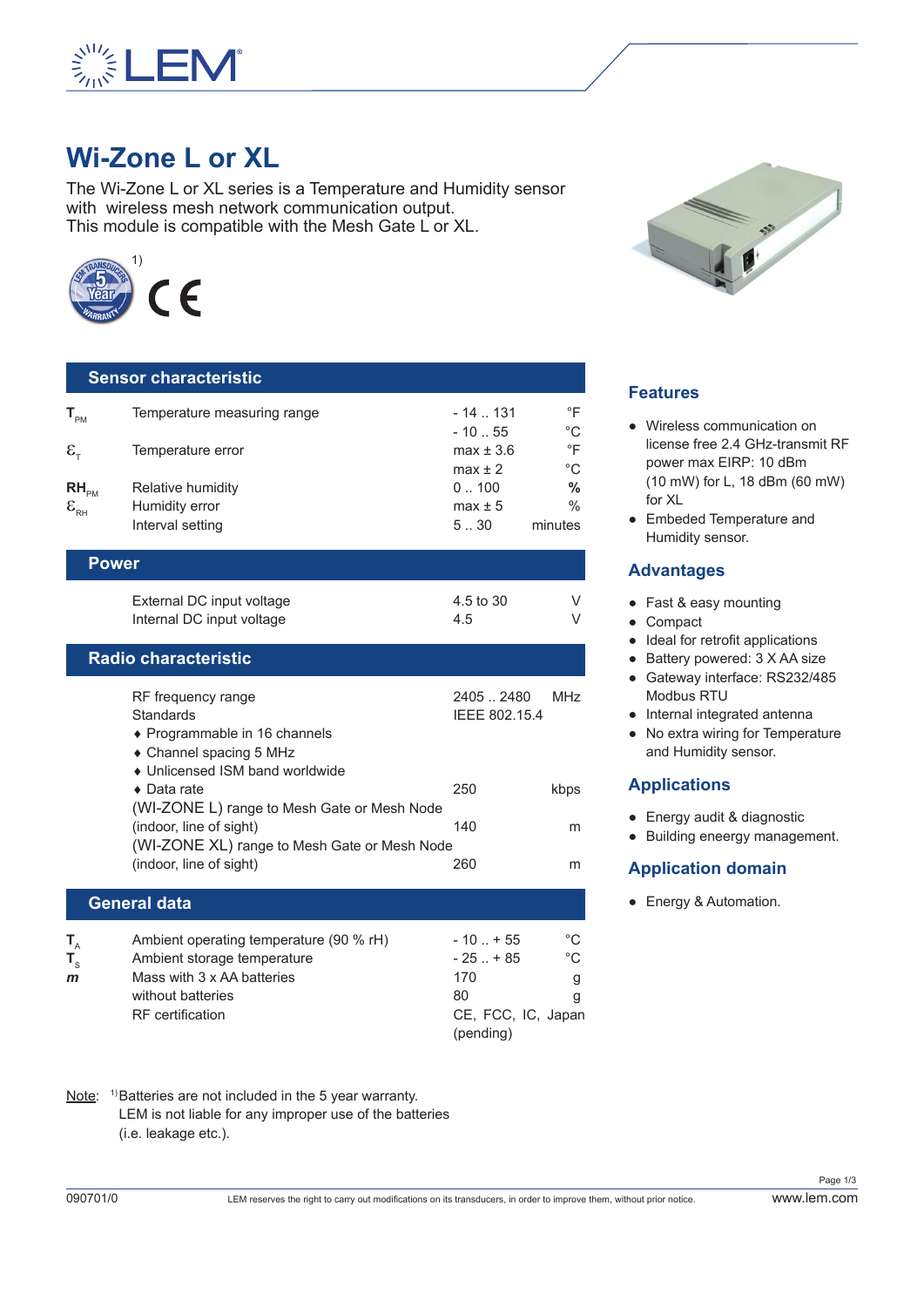# Wi-Zone L or XL

The Wi-Zone L or XL series is a Temperature and Humidity sensor with wireless mesh network communication output.
This module is compatible with the Mesh Gate L or XL.

[1)]

## Sensor characteristic

| | | | |
|---|---|---|---|
| $T_{PM}$ | Temperature measuring range | - 14 .. 131 | °F |
| | | - 10 .. 55 | °C |
| $\varepsilon_T$ | Temperature error | max ± 3.6 | °F |
| | | max ± 2 | °C |
| $RH_{PM}$ | Relative humidity | 0 .. 100 | % |
| $\varepsilon_{RH}$ | Humidity error | max ± 5 | % |
| | Interval setting | 5 .. 30 | minutes |

## Power

| | | |
|---|---|---|
| External DC input voltage | 4.5 to 30 | V |
| Internal DC input voltage | 4.5 | V |

## Radio characteristic

| | | |
|---|---|---|
| RF frequency range | 2405 .. 2480 | MHz |
| Standards | IEEE 802.15.4 | |
| ♦ Programmable in 16 channels | | |
| ♦ Channel spacing 5 MHz | | |
| ♦ Unlicensed ISM band worldwide | | |
| ♦ Data rate | 250 | kbps |
| (WI-ZONE L) range to Mesh Gate or Mesh Node (indoor, line of sight) | 140 | m |
| (WI-ZONE XL) range to Mesh Gate or Mesh Node (indoor, line of sight) | 260 | m |

## General data

| | | | |
|---|---|---|---|
| $T_A$ | Ambient operating temperature (90 % rH) | - 10 .. + 55 | °C |
| $T_S$ | Ambient storage temperature | - 25 .. + 85 | °C |
| $m$ | Mass with 3 x AA batteries | 170 | g |
| | without batteries | 80 | g |
| | RF certification | CE, FCC, IC, Japan (pending) | |

Note: [1)] Batteries are not included in the 5 year warranty. LEM is not liable for any improper use of the batteries (i.e. leakage etc.).

## Features

- Wireless communication on license free 2.4 GHz-transmit RF power max EIRP: 10 dBm (10 mW) for L, 18 dBm (60 mW) for XL
- Embeded Temperature and Humidity sensor.

## Advantages

- Fast & easy mounting
- Compact
- Ideal for retrofit applications
- Battery powered: 3 X AA size
- Gateway interface: RS232/485 Modbus RTU
- Internal integrated antenna
- No extra wiring for Temperature and Humidity sensor.

## Applications

- Energy audit & diagnostic
- Building eenergy management.

## Application domain

- Energy & Automation.

090701/0 LEM reserves the right to carry out modifications on its transducers, in order to improve them, without prior notice. www.lem.com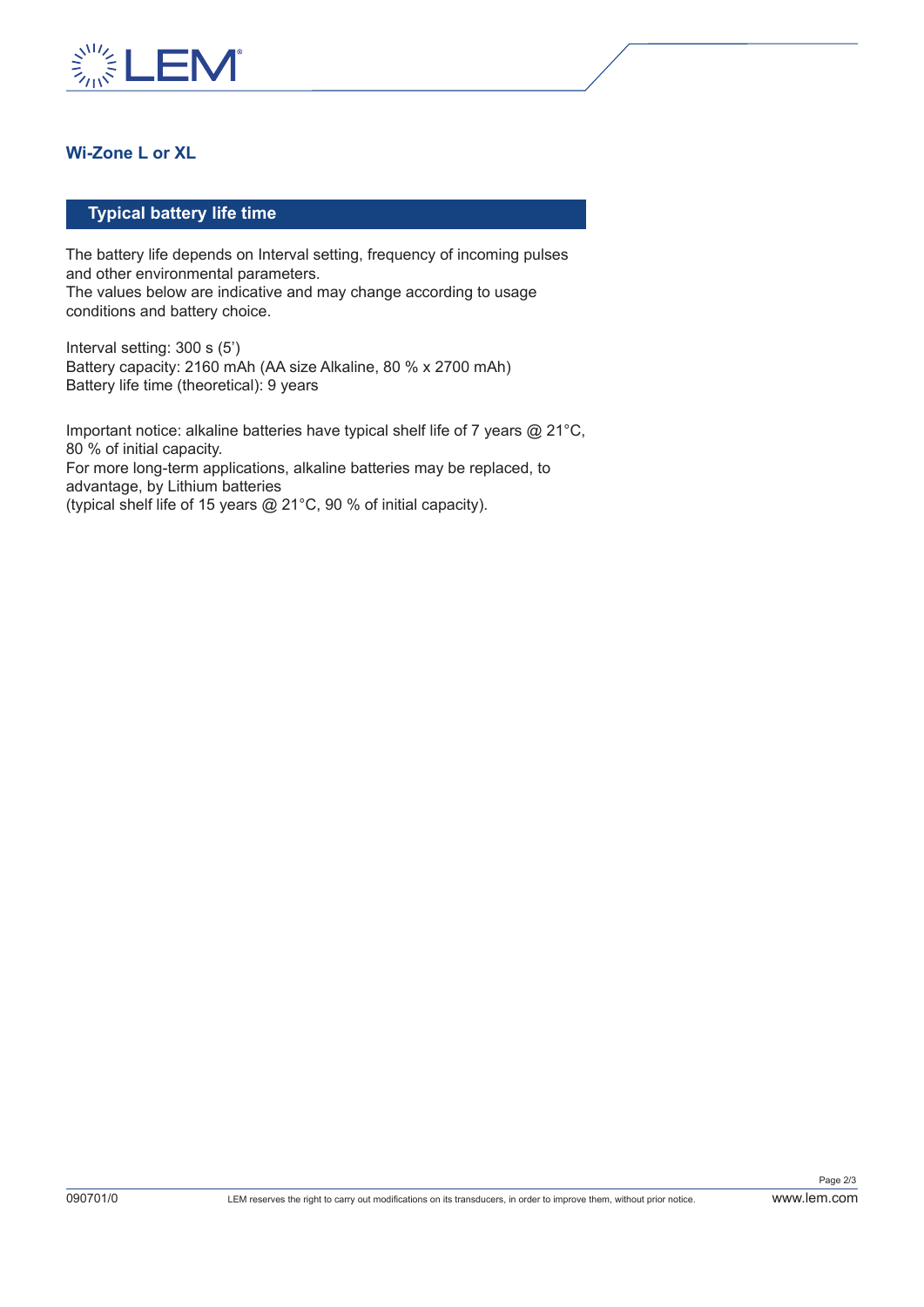## Wi-Zone L or XL

### Typical battery life time

The battery life depends on Interval setting, frequency of incoming pulses and other environmental parameters.
The values below are indicative and may change according to usage conditions and battery choice.

Interval setting: 300 s (5')
Battery capacity: 2160 mAh (AA size Alkaline, 80 % x 2700 mAh)
Battery life time (theoretical): 9 years

Important notice: alkaline batteries have typical shelf life of 7 years @ 21°C, 80 % of initial capacity.
For more long-term applications, alkaline batteries may be replaced, to advantage, by Lithium batteries
(typical shelf life of 15 years @ 21°C, 90 % of initial capacity).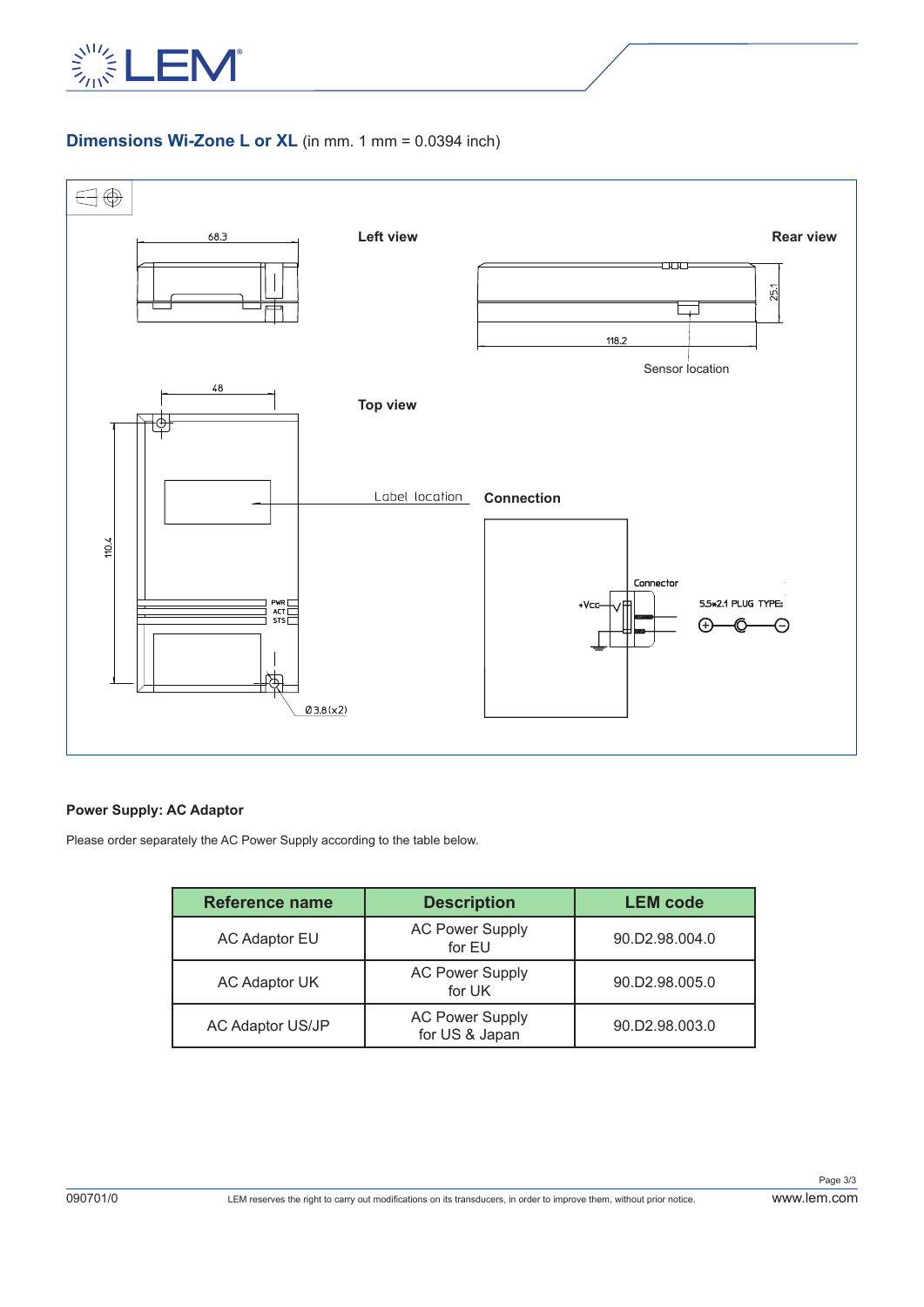## Dimensions Wi-Zone L or XL (in mm. 1 mm = 0.0394 inch)

68.3

Left view

Rear view

25.1

118.2

Sensor location

48

Top view

110.4

Label location

Connection

PWR
ACT
STS

Connector

+Vcc

5.5*2.1 PLUG TYPE:

Ø 3.8 (x2)

**Power Supply: AC Adaptor**

Please order separately the AC Power Supply according to the table below.

| Reference name | Description | LEM code |
|---|---|---|
| AC Adaptor EU | AC Power Supply for EU | 90.D2.98.004.0 |
| AC Adaptor UK | AC Power Supply for UK | 90.D2.98.005.0 |
| AC Adaptor US/JP | AC Power Supply for US & Japan | 90.D2.98.003.0 |

090701/0

LEM reserves the right to carry out modifications on its transducers, in order to improve them, without prior notice.

www.lem.com